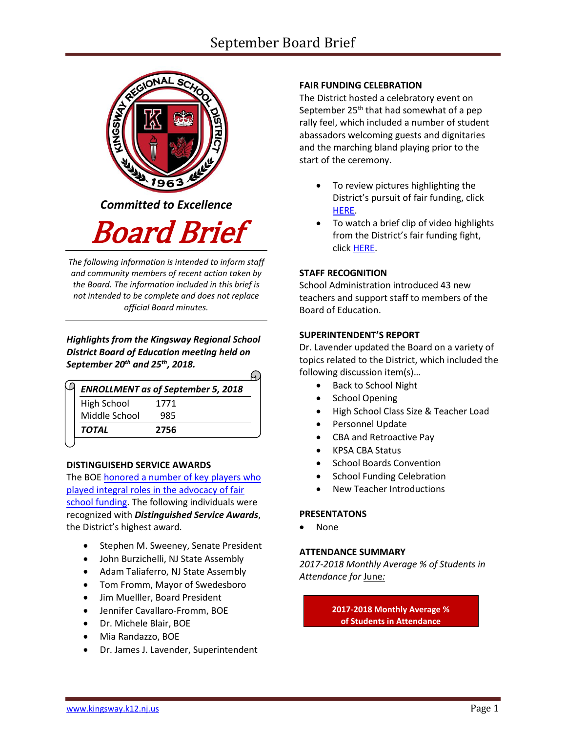**Committed to Excellence**

# Board Brief

*The following information is intended to inform staff and community members of recent action taken by the Board. The information included in this brief is not intended to be complete and does not replace official Board minutes.*

***Highlights from the Kingsway Regional School District Board of Education meeting held on September 20th and 25th, 2018.***

| *ENROLLMENT as of September 5, 2018* | |
|---|---|
| High School | 1771 |
| Middle School | 985 |
| ***TOTAL*** | **2756** |

**DISTINGUISEHD SERVICE AWARDS**

The BOE honored a number of key players who played integral roles in the advocacy of fair school funding. The following individuals were recognized with ***Distinguished Service Awards***, the District's highest award.

- Stephen M. Sweeney, Senate President
- John Burzichelli, NJ State Assembly
- Adam Taliaferro, NJ State Assembly
- Tom Fromm, Mayor of Swedesboro
- Jim Muelller, Board President
- Jennifer Cavallaro-Fromm, BOE
- Dr. Michele Blair, BOE
- Mia Randazzo, BOE
- Dr. James J. Lavender, Superintendent

**FAIR FUNDING CELEBRATION**

The District hosted a celebratory event on September 25th that had somewhat of a pep rally feel, which included a number of student abassadors welcoming guests and dignitaries and the marching bland playing prior to the start of the ceremony.

- To review pictures highlighting the District's pursuit of fair funding, click HERE.
- To watch a brief clip of video highlights from the District's fair funding fight, click HERE.

**STAFF RECOGNITION**

School Administration introduced 43 new teachers and support staff to members of the Board of Education.

**SUPERINTENDENT'S REPORT**

Dr. Lavender updated the Board on a variety of topics related to the District, which included the following discussion item(s)…

- Back to School Night
- School Opening
- High School Class Size & Teacher Load
- Personnel Update
- CBA and Retroactive Pay
- KPSA CBA Status
- School Boards Convention
- School Funding Celebration
- New Teacher Introductions

**PRESENTATONS**

- None

**ATTENDANCE SUMMARY**

*2017-2018 Monthly Average % of Students in Attendance for* June:

**2017-2018 Monthly Average % of Students in Attendance**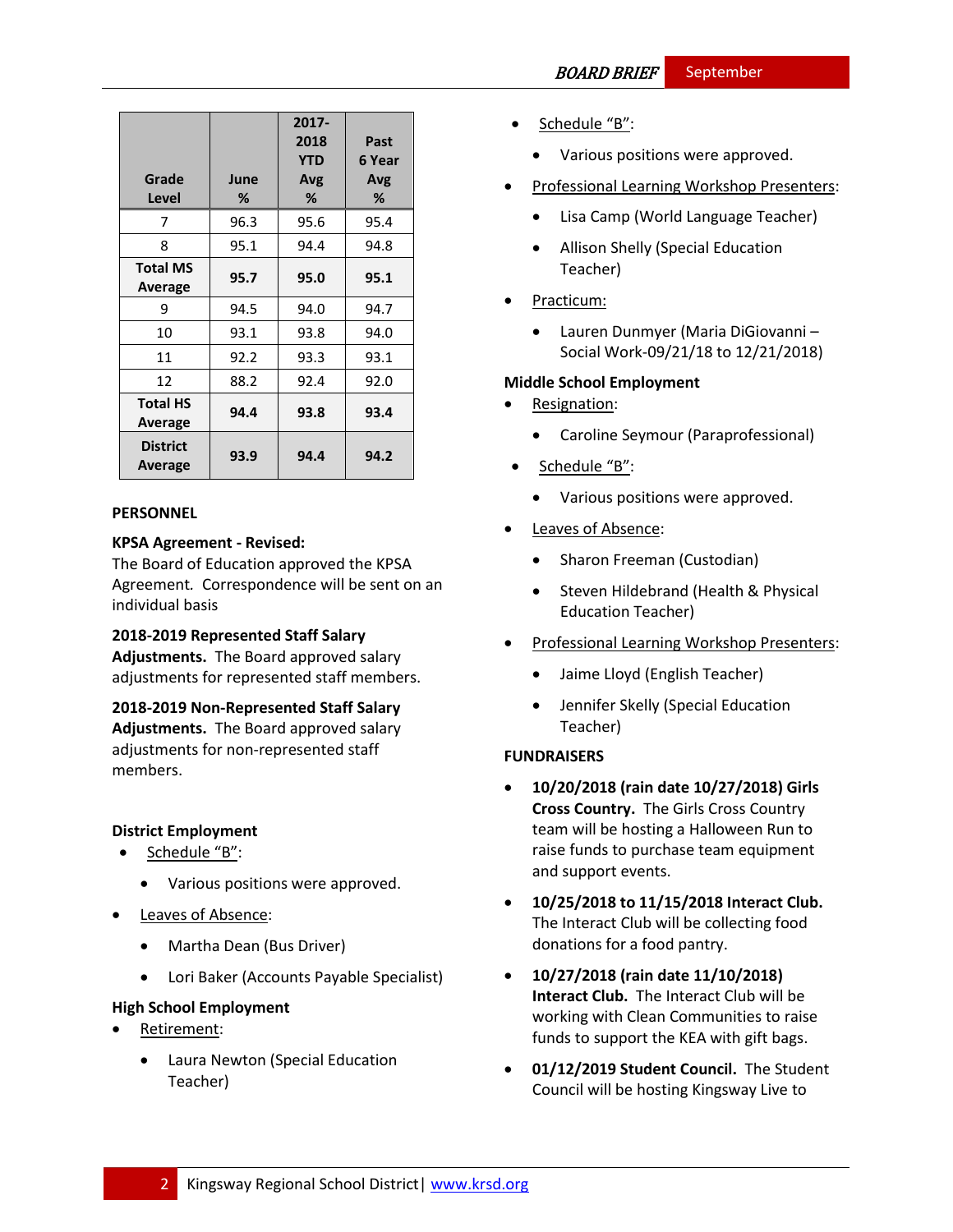| Grade Level | June % | 2017-2018 YTD Avg % | Past 6 Year Avg % |
|---|---|---|---|
| 7 | 96.3 | 95.6 | 95.4 |
| 8 | 95.1 | 94.4 | 94.8 |
| **Total MS Average** | **95.7** | **95.0** | **95.1** |
| 9 | 94.5 | 94.0 | 94.7 |
| 10 | 93.1 | 93.8 | 94.0 |
| 11 | 92.2 | 93.3 | 93.1 |
| 12 | 88.2 | 92.4 | 92.0 |
| **Total HS Average** | **94.4** | **93.8** | **93.4** |
| **District Average** | **93.9** | **94.4** | **94.2** |

## PERSONNEL

**KPSA Agreement - Revised:**
The Board of Education approved the KPSA Agreement. Correspondence will be sent on an individual basis

**2018-2019 Represented Staff Salary Adjustments.** The Board approved salary adjustments for represented staff members.

**2018-2019 Non-Represented Staff Salary Adjustments.** The Board approved salary adjustments for non-represented staff members.

### District Employment

- Schedule "B":
  - Various positions were approved.
- Leaves of Absence:
  - Martha Dean (Bus Driver)
  - Lori Baker (Accounts Payable Specialist)

### High School Employment

- Retirement:
  - Laura Newton (Special Education Teacher)
- Schedule "B":
  - Various positions were approved.
- Professional Learning Workshop Presenters:
  - Lisa Camp (World Language Teacher)
  - Allison Shelly (Special Education Teacher)
- Practicum:
  - Lauren Dunmyer (Maria DiGiovanni – Social Work-09/21/18 to 12/21/2018)

### Middle School Employment

- Resignation:
  - Caroline Seymour (Paraprofessional)
- Schedule "B":
  - Various positions were approved.
- Leaves of Absence:
  - Sharon Freeman (Custodian)
  - Steven Hildebrand (Health & Physical Education Teacher)
- Professional Learning Workshop Presenters:
  - Jaime Lloyd (English Teacher)
  - Jennifer Skelly (Special Education Teacher)

## FUNDRAISERS

- **10/20/2018 (rain date 10/27/2018) Girls Cross Country.** The Girls Cross Country team will be hosting a Halloween Run to raise funds to purchase team equipment and support events.
- **10/25/2018 to 11/15/2018 Interact Club.** The Interact Club will be collecting food donations for a food pantry.
- **10/27/2018 (rain date 11/10/2018) Interact Club.** The Interact Club will be working with Clean Communities to raise funds to support the KEA with gift bags.
- **01/12/2019 Student Council.** The Student Council will be hosting Kingsway Live to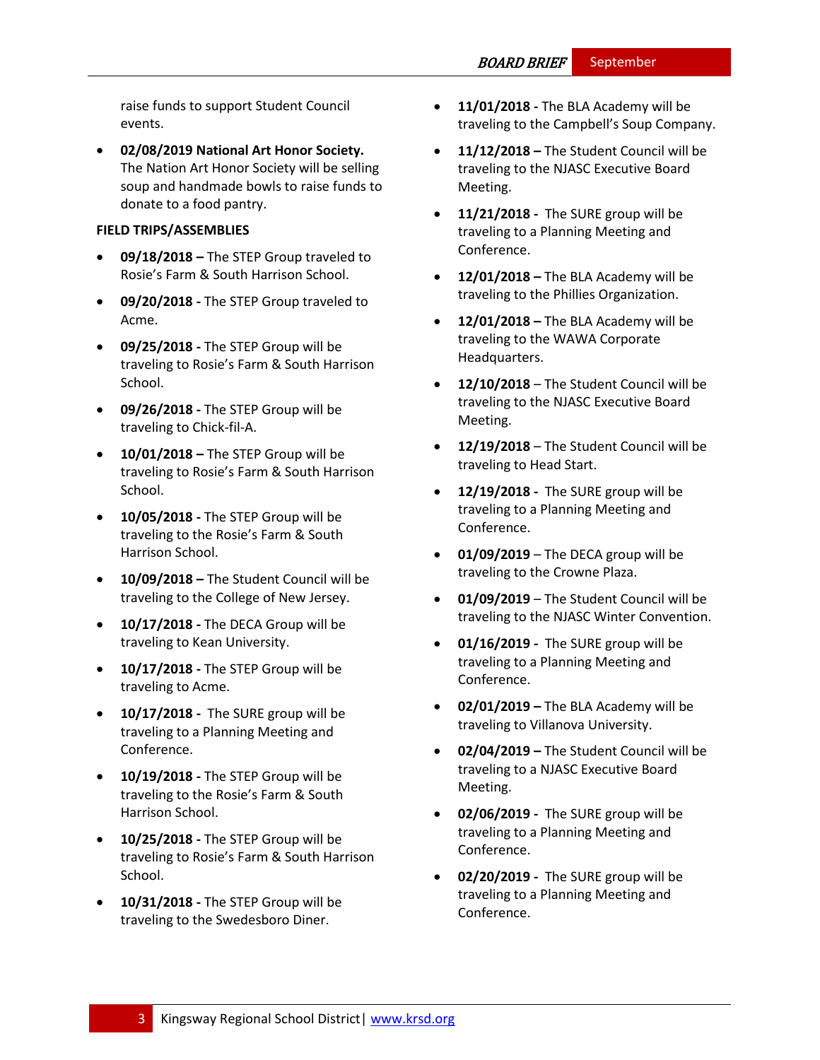raise funds to support Student Council events.

- **02/08/2019 National Art Honor Society.** The Nation Art Honor Society will be selling soup and handmade bowls to raise funds to donate to a food pantry.

**FIELD TRIPS/ASSEMBLIES**

- **09/18/2018 –** The STEP Group traveled to Rosie's Farm & South Harrison School.
- **09/20/2018 -** The STEP Group traveled to Acme.
- **09/25/2018 -** The STEP Group will be traveling to Rosie's Farm & South Harrison School.
- **09/26/2018 -** The STEP Group will be traveling to Chick-fil-A.
- **10/01/2018 –** The STEP Group will be traveling to Rosie's Farm & South Harrison School.
- **10/05/2018 -** The STEP Group will be traveling to the Rosie's Farm & South Harrison School.
- **10/09/2018 –** The Student Council will be traveling to the College of New Jersey.
- **10/17/2018 -** The DECA Group will be traveling to Kean University.
- **10/17/2018 -** The STEP Group will be traveling to Acme.
- **10/17/2018 -** The SURE group will be traveling to a Planning Meeting and Conference.
- **10/19/2018 -** The STEP Group will be traveling to the Rosie's Farm & South Harrison School.
- **10/25/2018 -** The STEP Group will be traveling to Rosie's Farm & South Harrison School.
- **10/31/2018 -** The STEP Group will be traveling to the Swedesboro Diner.
- **11/01/2018 -** The BLA Academy will be traveling to the Campbell's Soup Company.
- **11/12/2018 –** The Student Council will be traveling to the NJASC Executive Board Meeting.
- **11/21/2018 -** The SURE group will be traveling to a Planning Meeting and Conference.
- **12/01/2018 –** The BLA Academy will be traveling to the Phillies Organization.
- **12/01/2018 –** The BLA Academy will be traveling to the WAWA Corporate Headquarters.
- **12/10/2018** – The Student Council will be traveling to the NJASC Executive Board Meeting.
- **12/19/2018** – The Student Council will be traveling to Head Start.
- **12/19/2018 -** The SURE group will be traveling to a Planning Meeting and Conference.
- **01/09/2019** – The DECA group will be traveling to the Crowne Plaza.
- **01/09/2019** – The Student Council will be traveling to the NJASC Winter Convention.
- **01/16/2019 -** The SURE group will be traveling to a Planning Meeting and Conference.
- **02/01/2019 –** The BLA Academy will be traveling to Villanova University.
- **02/04/2019 –** The Student Council will be traveling to a NJASC Executive Board Meeting.
- **02/06/2019 -** The SURE group will be traveling to a Planning Meeting and Conference.
- **02/20/2019 -** The SURE group will be traveling to a Planning Meeting and Conference.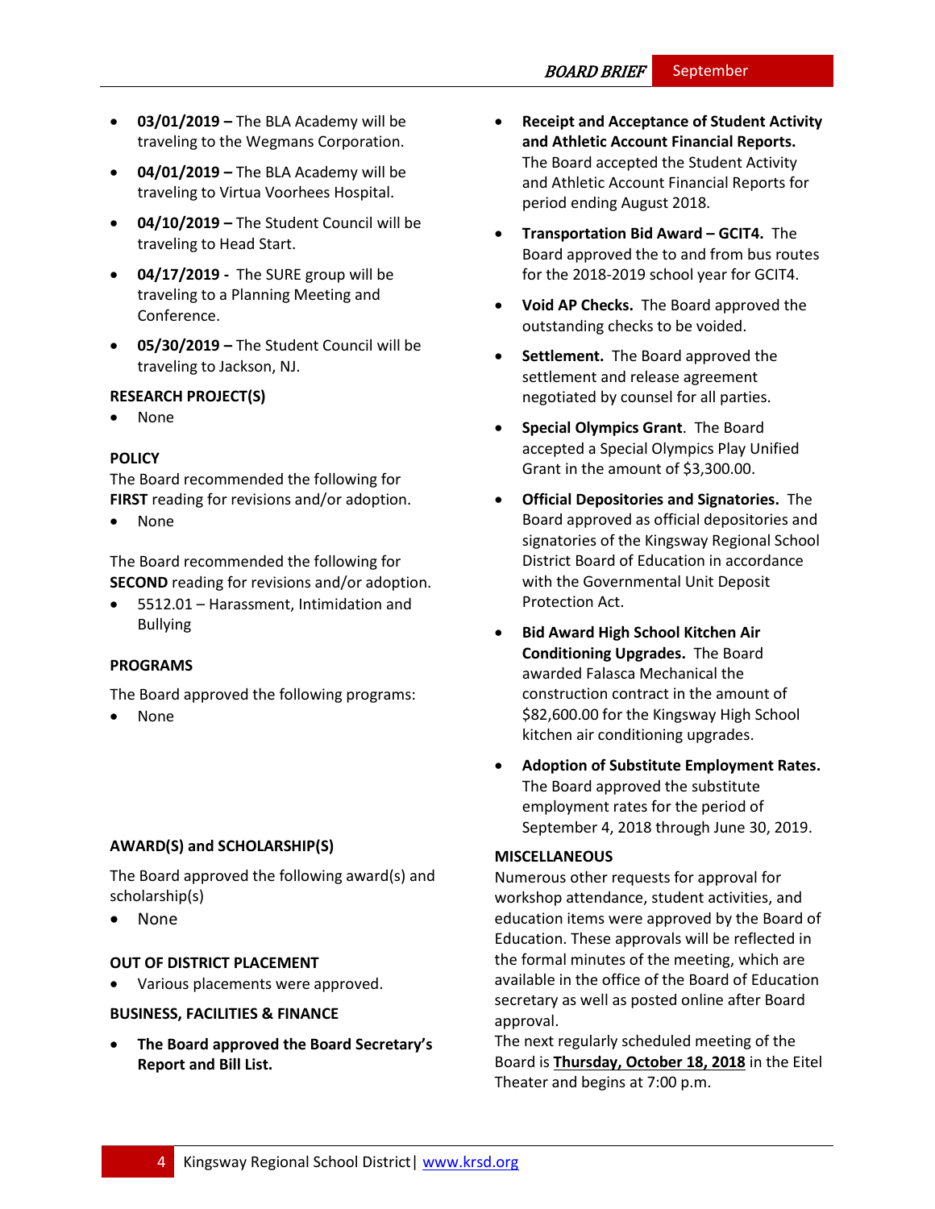- **03/01/2019 –** The BLA Academy will be traveling to the Wegmans Corporation.
- **04/01/2019 –** The BLA Academy will be traveling to Virtua Voorhees Hospital.
- **04/10/2019 –** The Student Council will be traveling to Head Start.
- **04/17/2019 -** The SURE group will be traveling to a Planning Meeting and Conference.
- **05/30/2019 –** The Student Council will be traveling to Jackson, NJ.

**RESEARCH PROJECT(S)**

- None

**POLICY**

The Board recommended the following for **FIRST** reading for revisions and/or adoption.

- None

The Board recommended the following for **SECOND** reading for revisions and/or adoption.

- 5512.01 – Harassment, Intimidation and Bullying

**PROGRAMS**

The Board approved the following programs:

- None

**AWARD(S) and SCHOLARSHIP(S)**

The Board approved the following award(s) and scholarship(s)

- None

**OUT OF DISTRICT PLACEMENT**

- Various placements were approved.

**BUSINESS, FACILITIES & FINANCE**

- **The Board approved the Board Secretary's Report and Bill List.**
- **Receipt and Acceptance of Student Activity and Athletic Account Financial Reports.** The Board accepted the Student Activity and Athletic Account Financial Reports for period ending August 2018.
- **Transportation Bid Award – GCIT4.** The Board approved the to and from bus routes for the 2018-2019 school year for GCIT4.
- **Void AP Checks.** The Board approved the outstanding checks to be voided.
- **Settlement.** The Board approved the settlement and release agreement negotiated by counsel for all parties.
- **Special Olympics Grant**. The Board accepted a Special Olympics Play Unified Grant in the amount of $3,300.00.
- **Official Depositories and Signatories.** The Board approved as official depositories and signatories of the Kingsway Regional School District Board of Education in accordance with the Governmental Unit Deposit Protection Act.
- **Bid Award High School Kitchen Air Conditioning Upgrades.** The Board awarded Falasca Mechanical the construction contract in the amount of $82,600.00 for the Kingsway High School kitchen air conditioning upgrades.
- **Adoption of Substitute Employment Rates.** The Board approved the substitute employment rates for the period of September 4, 2018 through June 30, 2019.

**MISCELLANEOUS**

Numerous other requests for approval for workshop attendance, student activities, and education items were approved by the Board of Education. These approvals will be reflected in the formal minutes of the meeting, which are available in the office of the Board of Education secretary as well as posted online after Board approval.

The next regularly scheduled meeting of the Board is **Thursday, October 18, 2018** in the Eitel Theater and begins at 7:00 p.m.